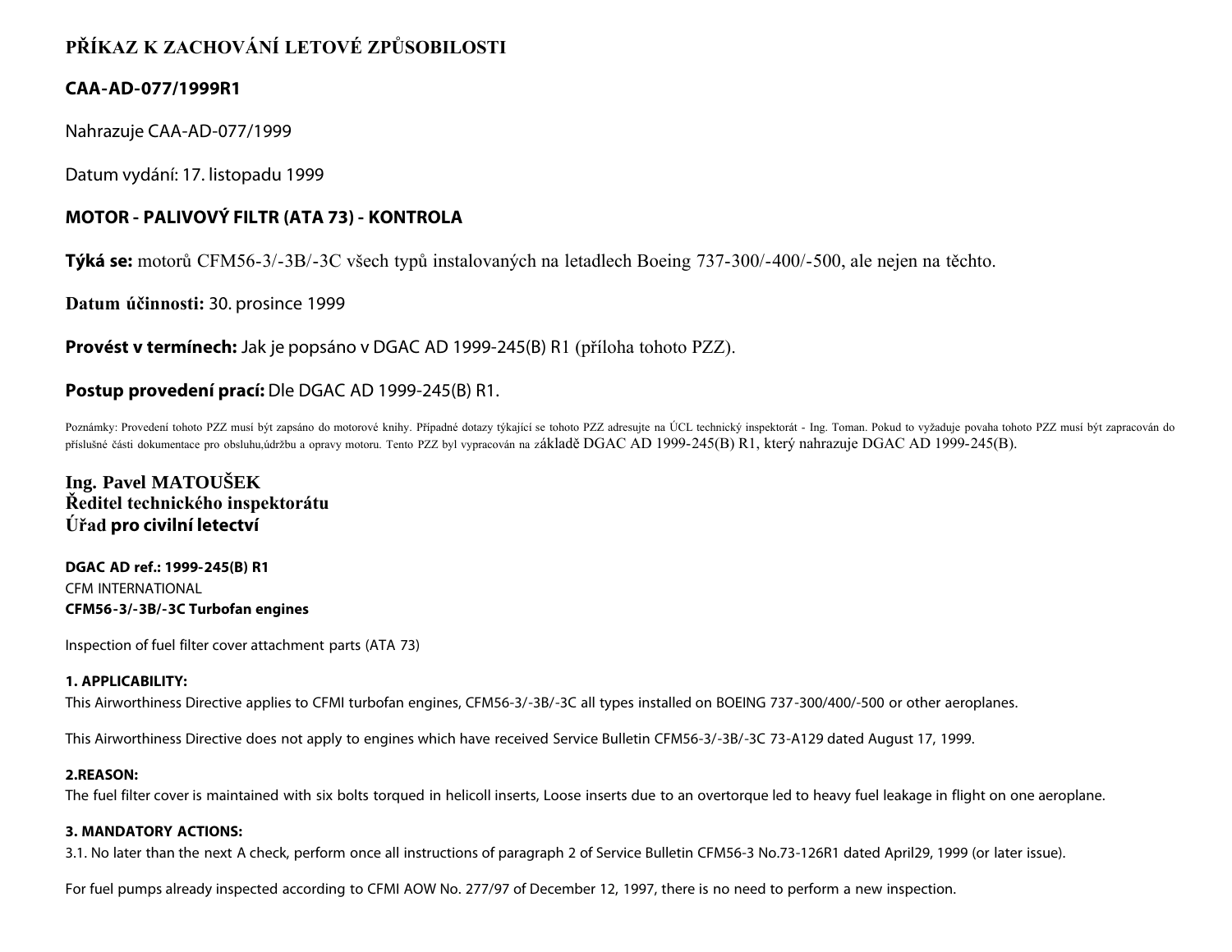# PŘÍKAZ K ZACHOVÁNÍ LETOVÉ ZPŮSOBILOSTI

**CAA-AD-077/1999R1**

Nahrazuje CAA-AD-077/1999

Datum vydání: 17. listopadu 1999

**MOTOR - PALIVOVÝ FILTR (ATA 73) - KONTROLA**

**Týká se:** motorů CFM56-3/-3B/-3C všech typů instalovaných na letadlech Boeing 737-300/-400/-500, ale nejen na těchto.

**Datum účinnosti:** 30. prosince 1999

**Provést v termínech:** Jak je popsáno v DGAC AD 1999-245(B) R1 (příloha tohoto PZZ).

**Postup provedení prací:** Dle DGAC AD 1999-245(B) R1.

Poznámky: Provedení tohoto PZZ musí být zapsáno do motorové knihy. Případné dotazy týkající se tohoto PZZ adresujte na ÚCL technický inspektorát - Ing. Toman. Pokud to vyžaduje povaha tohoto PZZ musí být zapracován do příslušné části dokumentace pro obsluhu,údržbu a opravy motoru. Tento PZZ byl vypracován na základě DGAC AD 1999-245(B) R1, který nahrazuje DGAC AD 1999-245(B).

**Ing. Pavel MATOUŠEK**
**Ředitel technického inspektorátu**
**Úřad pro civilní letectví**

**DGAC AD ref.: 1999-245(B) R1**
CFM INTERNATIONAL
**CFM56-3/-3B/-3C Turbofan engines**

Inspection of fuel filter cover attachment parts (ATA 73)

**1. APPLICABILITY:**
This Airworthiness Directive applies to CFMI turbofan engines, CFM56-3/-3B/-3C all types installed on BOEING 737-300/400/-500 or other aeroplanes.

This Airworthiness Directive does not apply to engines which have received Service Bulletin CFM56-3/-3B/-3C 73-A129 dated August 17, 1999.

**2.REASON:**
The fuel filter cover is maintained with six bolts torqued in helicoll inserts, Loose inserts due to an overtorque led to heavy fuel leakage in flight on one aeroplane.

**3. MANDATORY ACTIONS:**
3.1. No later than the next A check, perform once all instructions of paragraph 2 of Service Bulletin CFM56-3 No.73-126R1 dated April29, 1999 (or later issue).

For fuel pumps already inspected according to CFMI AOW No. 277/97 of December 12, 1997, there is no need to perform a new inspection.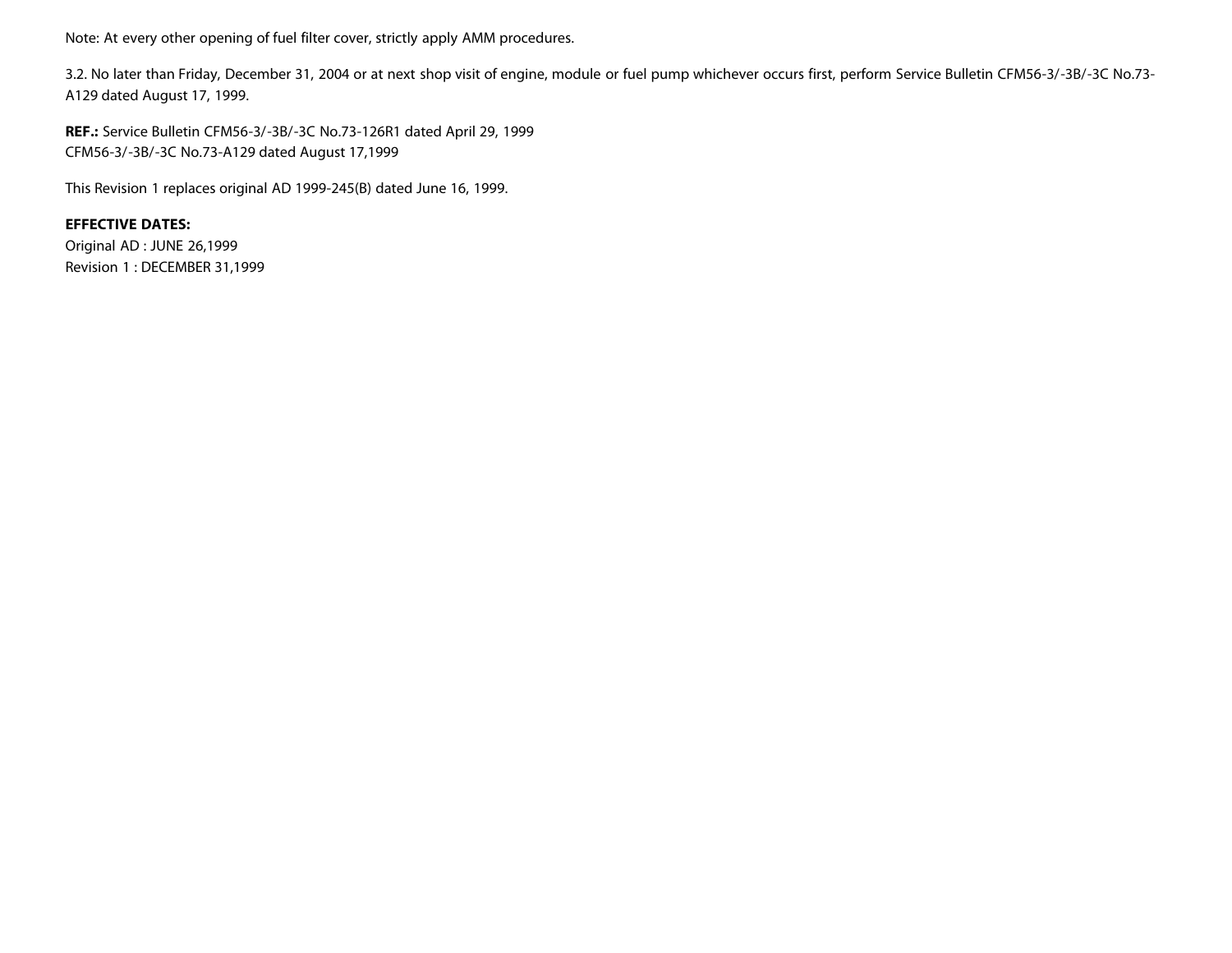Note: At every other opening of fuel filter cover, strictly apply AMM procedures.

3.2. No later than Friday, December 31, 2004 or at next shop visit of engine, module or fuel pump whichever occurs first, perform Service Bulletin CFM56-3/-3B/-3C No.73-A129 dated August 17, 1999.

**REF.:** Service Bulletin CFM56-3/-3B/-3C No.73-126R1 dated April 29, 1999
CFM56-3/-3B/-3C No.73-A129 dated August 17,1999

This Revision 1 replaces original AD 1999-245(B) dated June 16, 1999.

**EFFECTIVE DATES:**
Original AD : JUNE 26,1999
Revision 1 : DECEMBER 31,1999